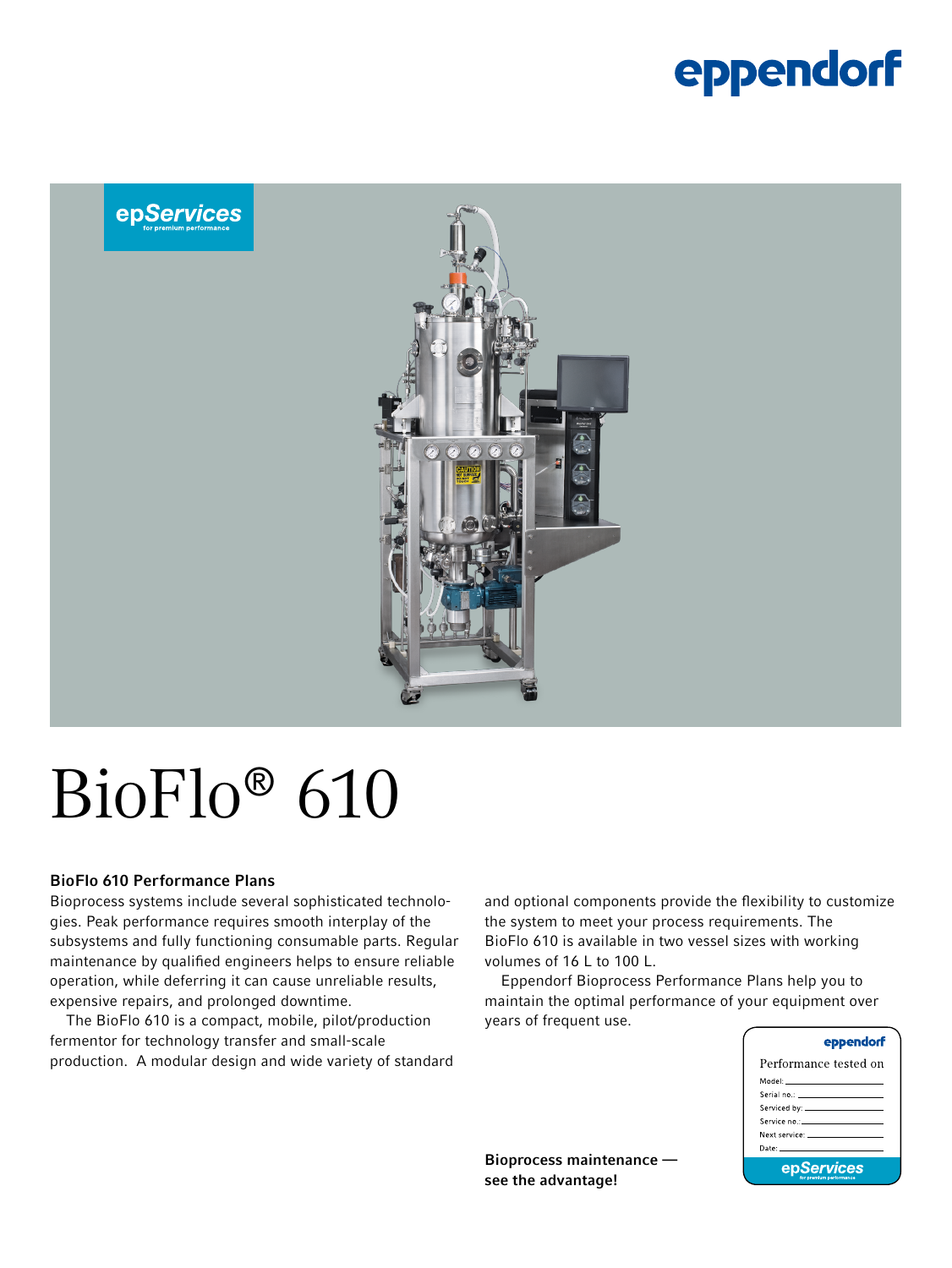# BioFlo® 610

## BioFlo 610 Performance Plans

Bioprocess systems include several sophisticated technologies. Peak performance requires smooth interplay of the subsystems and fully functioning consumable parts. Regular maintenance by qualified engineers helps to ensure reliable operation, while deferring it can cause unreliable results, expensive repairs, and prolonged downtime.

The BioFlo 610 is a compact, mobile, pilot/production fermentor for technology transfer and small-scale production. A modular design and wide variety of standard and optional components provide the flexibility to customize the system to meet your process requirements. The BioFlo 610 is available in two vessel sizes with working volumes of 16 L to 100 L.

Eppendorf Bioprocess Performance Plans help you to maintain the optimal performance of your equipment over years of frequent use.

**Bioprocess maintenance — see the advantage!**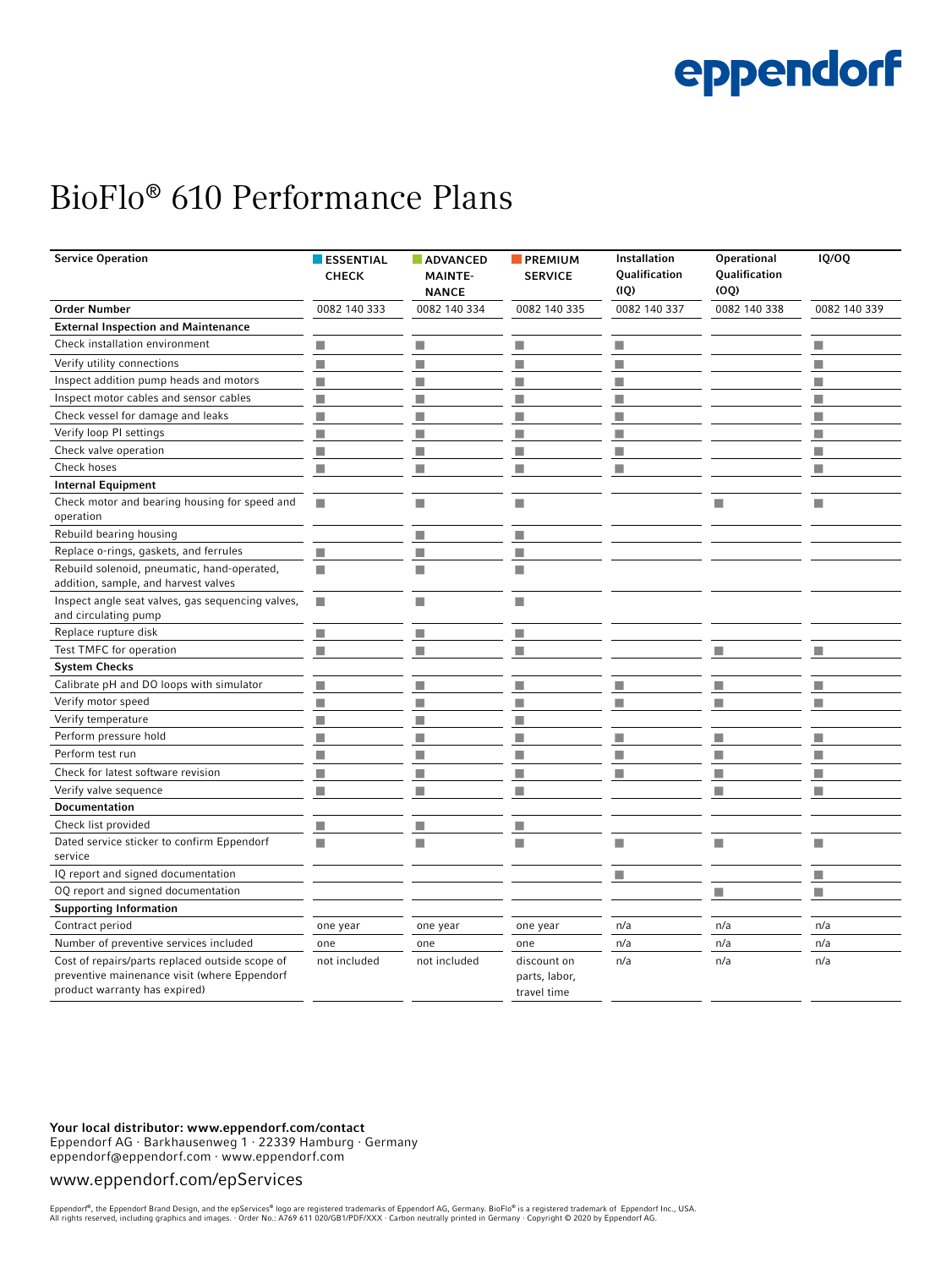# BioFlo® 610 Performance Plans

| Service Operation | ESSENTIAL CHECK | ADVANCED MAINTE-NANCE | PREMIUM SERVICE | Installation Qualification (IQ) | Operational Qualification (OQ) | IQ/OQ |
|---|---|---|---|---|---|---|
| **Order Number** | 0082 140 333 | 0082 140 334 | 0082 140 335 | 0082 140 337 | 0082 140 338 | 0082 140 339 |
| **External Inspection and Maintenance** | | | | | | |
| Check installation environment | ■ | ■ | ■ | ■ | | ■ |
| Verify utility connections | ■ | ■ | ■ | ■ | | ■ |
| Inspect addition pump heads and motors | ■ | ■ | ■ | ■ | | ■ |
| Inspect motor cables and sensor cables | ■ | ■ | ■ | ■ | | ■ |
| Check vessel for damage and leaks | ■ | ■ | ■ | ■ | | ■ |
| Verify loop PI settings | ■ | ■ | ■ | ■ | | ■ |
| Check valve operation | ■ | ■ | ■ | ■ | | ■ |
| Check hoses | ■ | ■ | ■ | ■ | | ■ |
| **Internal Equipment** | | | | | | |
| Check motor and bearing housing for speed and operation | ■ | ■ | ■ | | ■ | ■ |
| Rebuild bearing housing | | ■ | ■ | | | |
| Replace o-rings, gaskets, and ferrules | ■ | ■ | ■ | | | |
| Rebuild solenoid, pneumatic, hand-operated, addition, sample, and harvest valves | ■ | ■ | ■ | | | |
| Inspect angle seat valves, gas sequencing valves, and circulating pump | ■ | ■ | ■ | | | |
| Replace rupture disk | ■ | ■ | ■ | | | |
| Test TMFC for operation | ■ | ■ | ■ | | ■ | ■ |
| **System Checks** | | | | | | |
| Calibrate pH and DO loops with simulator | ■ | ■ | ■ | ■ | ■ | ■ |
| Verify motor speed | ■ | ■ | ■ | ■ | ■ | ■ |
| Verify temperature | ■ | ■ | ■ | | | |
| Perform pressure hold | ■ | ■ | ■ | ■ | ■ | ■ |
| Perform test run | ■ | ■ | ■ | ■ | ■ | ■ |
| Check for latest software revision | ■ | ■ | ■ | ■ | ■ | ■ |
| Verify valve sequence | ■ | ■ | ■ | | ■ | ■ |
| **Documentation** | | | | | | |
| Check list provided | ■ | ■ | ■ | | | |
| Dated service sticker to confirm Eppendorf service | ■ | ■ | ■ | ■ | ■ | ■ |
| IQ report and signed documentation | | | | ■ | | ■ |
| OQ report and signed documentation | | | | | ■ | ■ |
| **Supporting Information** | | | | | | |
| Contract period | one year | one year | one year | n/a | n/a | n/a |
| Number of preventive services included | one | one | one | n/a | n/a | n/a |
| Cost of repairs/parts replaced outside scope of preventive mainenance visit (where Eppendorf product warranty has expired) | not included | not included | discount on parts, labor, travel time | n/a | n/a | n/a |

**Your local distributor: www.eppendorf.com/contact**
Eppendorf AG · Barkhausenweg 1 · 22339 Hamburg · Germany
eppendorf@eppendorf.com · www.eppendorf.com

www.eppendorf.com/epServices

Eppendorf®, the Eppendorf Brand Design, and the epServices® logo are registered trademarks of Eppendorf AG, Germany. BioFlo® is a registered trademark of Eppendorf Inc., USA.
All rights reserved, including graphics and images. · Order No.: A769 611 020/GB1/PDF/XXX · Carbon neutrally printed in Germany · Copyright © 2020 by Eppendorf AG.